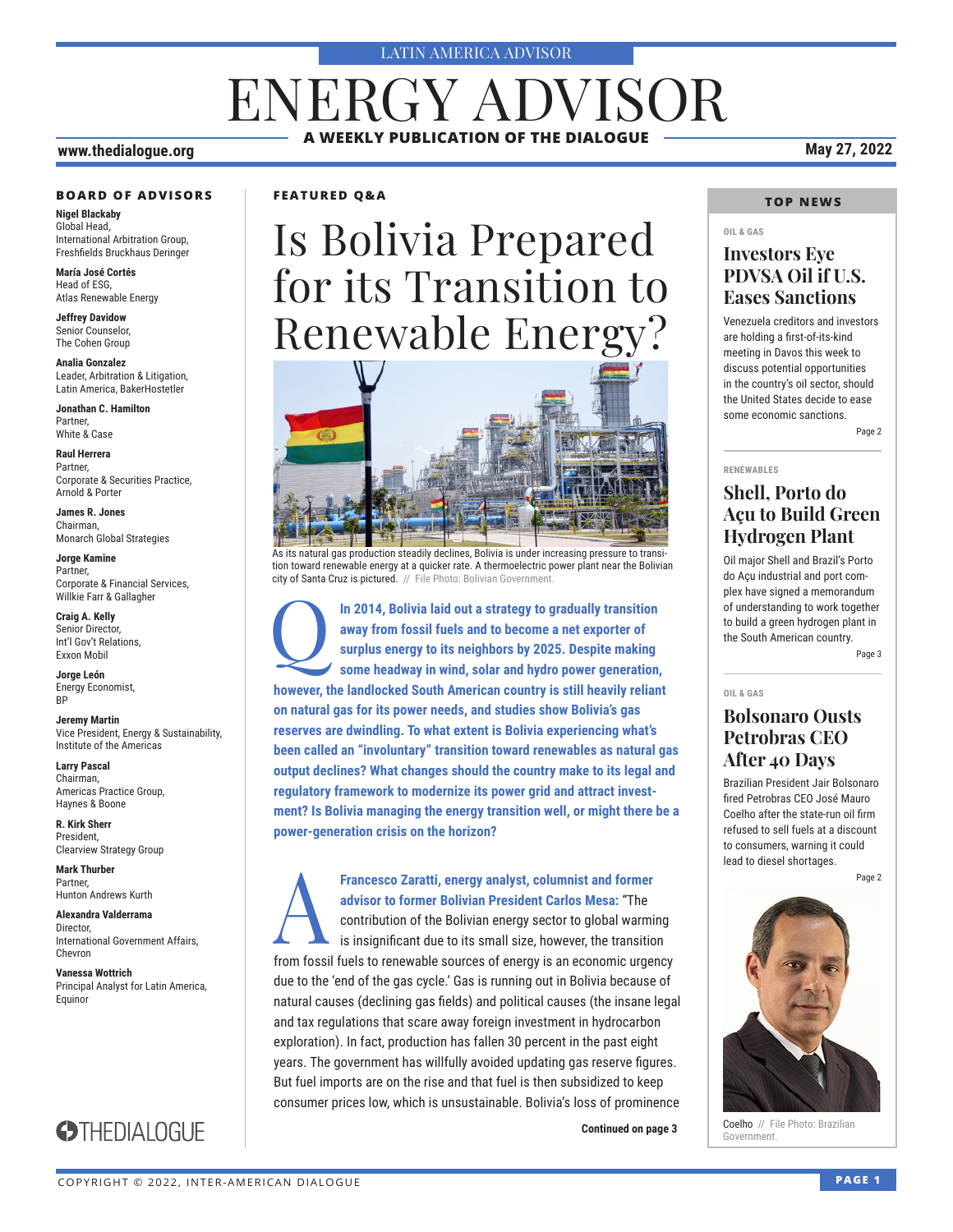LATIN AMERICA ADVISOR

# ENERGY ADVISOR

**A WEEKLY PUBLICATION OF THE DIALOGUE**

www.thedialogue.org

May 27, 2022

**BOARD OF ADVISORS**

**Nigel Blackaby**
Global Head,
International Arbitration Group,
Freshfields Bruckhaus Deringer

**María José Cortés**
Head of ESG,
Atlas Renewable Energy

**Jeffrey Davidow**
Senior Counselor,
The Cohen Group

**Analia Gonzalez**
Leader, Arbitration & Litigation,
Latin America, BakerHostetler

**Jonathan C. Hamilton**
Partner,
White & Case

**Raul Herrera**
Partner,
Corporate & Securities Practice,
Arnold & Porter

**James R. Jones**
Chairman,
Monarch Global Strategies

**Jorge Kamine**
Partner,
Corporate & Financial Services,
Willkie Farr & Gallagher

**Craig A. Kelly**
Senior Director,
Int'l Gov't Relations,
Exxon Mobil

**Jorge León**
Energy Economist,
BP

**Jeremy Martin**
Vice President, Energy & Sustainability,
Institute of the Americas

**Larry Pascal**
Chairman,
Americas Practice Group,
Haynes & Boone

**R. Kirk Sherr**
President,
Clearview Strategy Group

**Mark Thurber**
Partner,
Hunton Andrews Kurth

**Alexandra Valderrama**
Director,
International Government Affairs,
Chevron

**Vanessa Wottrich**
Principal Analyst for Latin America,
Equinor

THEDIALOGUE

**FEATURED Q&A**

## Is Bolivia Prepared for its Transition to Renewable Energy?

As its natural gas production steadily declines, Bolivia is under increasing pressure to transition toward renewable energy at a quicker rate. A thermoelectric power plant near the Bolivian city of Santa Cruz is pictured. // File Photo: Bolivian Government.

**Q** **In 2014, Bolivia laid out a strategy to gradually transition away from fossil fuels and to become a net exporter of surplus energy to its neighbors by 2025. Despite making some headway in wind, solar and hydro power generation, however, the landlocked South American country is still heavily reliant on natural gas for its power needs, and studies show Bolivia's gas reserves are dwindling. To what extent is Bolivia experiencing what's been called an "involuntary" transition toward renewables as natural gas output declines? What changes should the country make to its legal and regulatory framework to modernize its power grid and attract investment? Is Bolivia managing the energy transition well, or might there be a power-generation crisis on the horizon?**

**A** **Francesco Zaratti, energy analyst, columnist and former advisor to former Bolivian President Carlos Mesa:** "The contribution of the Bolivian energy sector to global warming is insignificant due to its small size, however, the transition from fossil fuels to renewable sources of energy is an economic urgency due to the 'end of the gas cycle.' Gas is running out in Bolivia because of natural causes (declining gas fields) and political causes (the insane legal and tax regulations that scare away foreign investment in hydrocarbon exploration). In fact, production has fallen 30 percent in the past eight years. The government has willfully avoided updating gas reserve figures. But fuel imports are on the rise and that fuel is then subsidized to keep consumer prices low, which is unsustainable. Bolivia's loss of prominence

**Continued on page 3**

**TOP NEWS**

OIL & GAS

### Investors Eye PDVSA Oil if U.S. Eases Sanctions

Venezuela creditors and investors are holding a first-of-its-kind meeting in Davos this week to discuss potential opportunities in the country's oil sector, should the United States decide to ease some economic sanctions.

Page 2

RENEWABLES

### Shell, Porto do Açu to Build Green Hydrogen Plant

Oil major Shell and Brazil's Porto do Açu industrial and port complex have signed a memorandum of understanding to work together to build a green hydrogen plant in the South American country.

Page 3

OIL & GAS

### Bolsonaro Ousts Petrobras CEO After 40 Days

Brazilian President Jair Bolsonaro fired Petrobras CEO José Mauro Coelho after the state-run oil firm refused to sell fuels at a discount to consumers, warning it could lead to diesel shortages.

Page 2

Coelho // File Photo: Brazilian Government.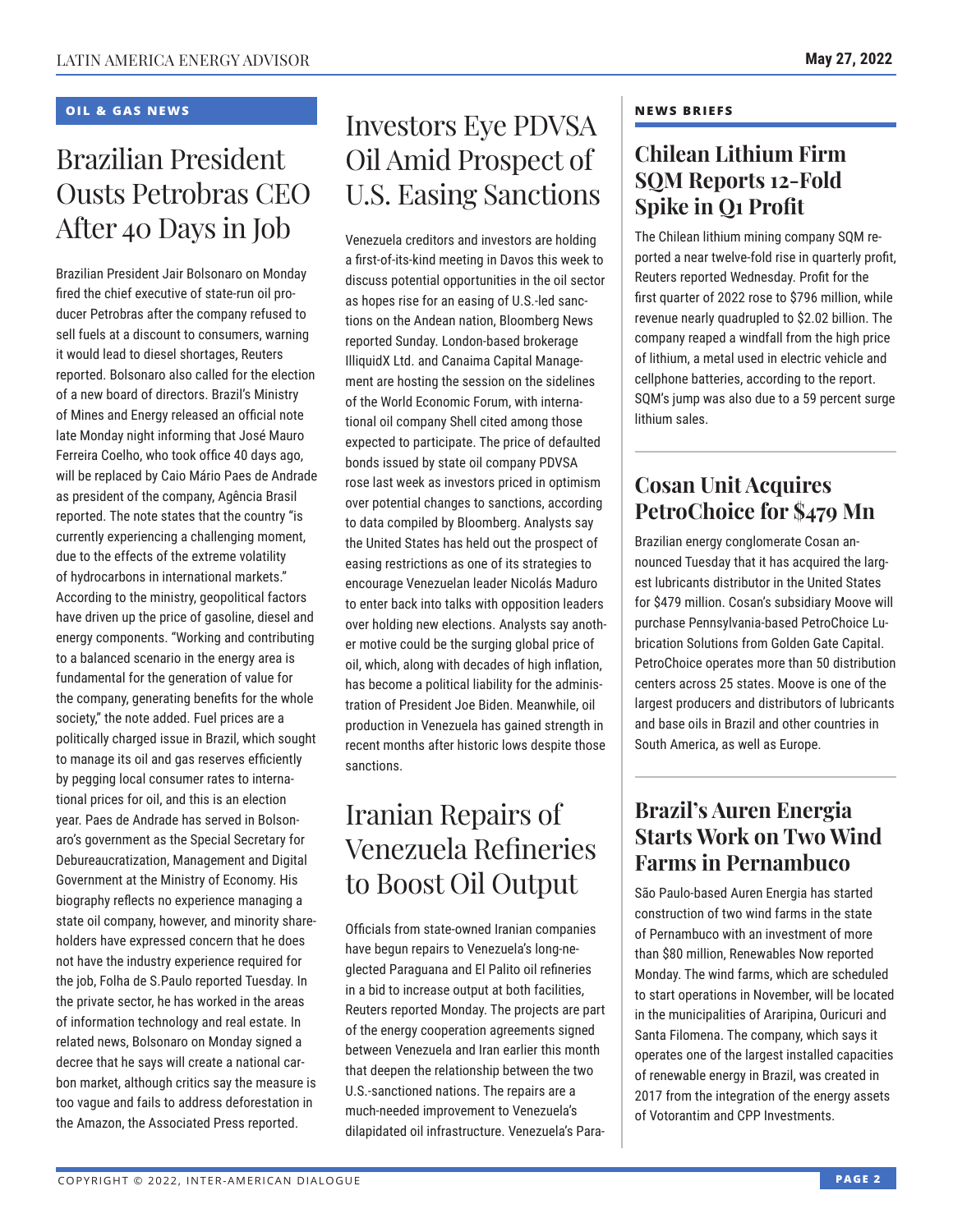## OIL & GAS NEWS

# Brazilian President Ousts Petrobras CEO After 40 Days in Job

Brazilian President Jair Bolsonaro on Monday fired the chief executive of state-run oil producer Petrobras after the company refused to sell fuels at a discount to consumers, warning it would lead to diesel shortages, Reuters reported. Bolsonaro also called for the election of a new board of directors. Brazil's Ministry of Mines and Energy released an official note late Monday night informing that José Mauro Ferreira Coelho, who took office 40 days ago, will be replaced by Caio Mário Paes de Andrade as president of the company, Agência Brasil reported. The note states that the country "is currently experiencing a challenging moment, due to the effects of the extreme volatility of hydrocarbons in international markets." According to the ministry, geopolitical factors have driven up the price of gasoline, diesel and energy components. "Working and contributing to a balanced scenario in the energy area is fundamental for the generation of value for the company, generating benefits for the whole society," the note added. Fuel prices are a politically charged issue in Brazil, which sought to manage its oil and gas reserves efficiently by pegging local consumer rates to international prices for oil, and this is an election year. Paes de Andrade has served in Bolsonaro's government as the Special Secretary for Debureaucratization, Management and Digital Government at the Ministry of Economy. His biography reflects no experience managing a state oil company, however, and minority shareholders have expressed concern that he does not have the industry experience required for the job, Folha de S.Paulo reported Tuesday. In the private sector, he has worked in the areas of information technology and real estate. In related news, Bolsonaro on Monday signed a decree that he says will create a national carbon market, although critics say the measure is too vague and fails to address deforestation in the Amazon, the Associated Press reported.

# Investors Eye PDVSA Oil Amid Prospect of U.S. Easing Sanctions

Venezuela creditors and investors are holding a first-of-its-kind meeting in Davos this week to discuss potential opportunities in the oil sector as hopes rise for an easing of U.S.-led sanctions on the Andean nation, Bloomberg News reported Sunday. London-based brokerage IlliquidX Ltd. and Canaima Capital Management are hosting the session on the sidelines of the World Economic Forum, with international oil company Shell cited among those expected to participate. The price of defaulted bonds issued by state oil company PDVSA rose last week as investors priced in optimism over potential changes to sanctions, according to data compiled by Bloomberg. Analysts say the United States has held out the prospect of easing restrictions as one of its strategies to encourage Venezuelan leader Nicolás Maduro to enter back into talks with opposition leaders over holding new elections. Analysts say another motive could be the surging global price of oil, which, along with decades of high inflation, has become a political liability for the administration of President Joe Biden. Meanwhile, oil production in Venezuela has gained strength in recent months after historic lows despite those sanctions.

# Iranian Repairs of Venezuela Refineries to Boost Oil Output

Officials from state-owned Iranian companies have begun repairs to Venezuela's long-neglected Paraguana and El Palito oil refineries in a bid to increase output at both facilities, Reuters reported Monday. The projects are part of the energy cooperation agreements signed between Venezuela and Iran earlier this month that deepen the relationship between the two U.S.-sanctioned nations. The repairs are a much-needed improvement to Venezuela's dilapidated oil infrastructure. Venezuela's Para-

## NEWS BRIEFS

### Chilean Lithium Firm SQM Reports 12-Fold Spike in Q1 Profit

The Chilean lithium mining company SQM reported a near twelve-fold rise in quarterly profit, Reuters reported Wednesday. Profit for the first quarter of 2022 rose to $796 million, while revenue nearly quadrupled to $2.02 billion. The company reaped a windfall from the high price of lithium, a metal used in electric vehicle and cellphone batteries, according to the report. SQM's jump was also due to a 59 percent surge lithium sales.

### Cosan Unit Acquires PetroChoice for $479 Mn

Brazilian energy conglomerate Cosan announced Tuesday that it has acquired the largest lubricants distributor in the United States for $479 million. Cosan's subsidiary Moove will purchase Pennsylvania-based PetroChoice Lubrication Solutions from Golden Gate Capital. PetroChoice operates more than 50 distribution centers across 25 states. Moove is one of the largest producers and distributors of lubricants and base oils in Brazil and other countries in South America, as well as Europe.

### Brazil's Auren Energia Starts Work on Two Wind Farms in Pernambuco

São Paulo-based Auren Energia has started construction of two wind farms in the state of Pernambuco with an investment of more than $80 million, Renewables Now reported Monday. The wind farms, which are scheduled to start operations in November, will be located in the municipalities of Araripina, Ouricuri and Santa Filomena. The company, which says it operates one of the largest installed capacities of renewable energy in Brazil, was created in 2017 from the integration of the energy assets of Votorantim and CPP Investments.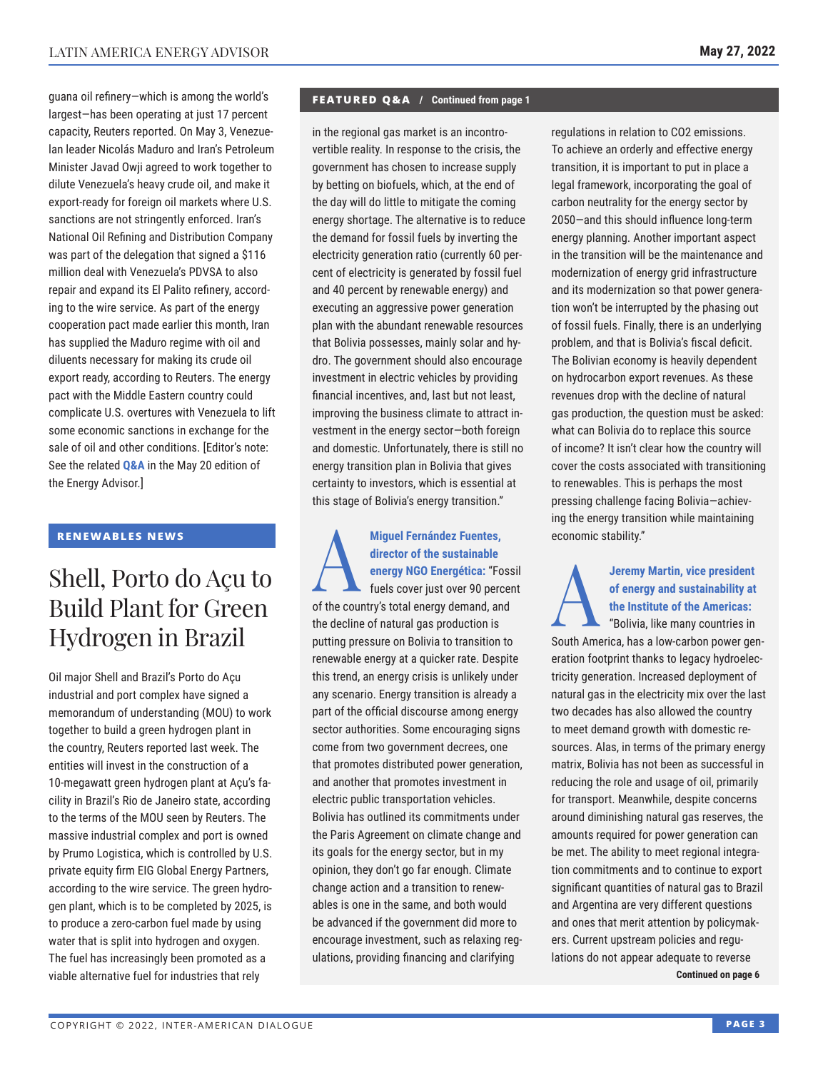guana oil refinery—which is among the world's largest—has been operating at just 17 percent capacity, Reuters reported. On May 3, Venezuelan leader Nicolás Maduro and Iran's Petroleum Minister Javad Owji agreed to work together to dilute Venezuela's heavy crude oil, and make it export-ready for foreign oil markets where U.S. sanctions are not stringently enforced. Iran's National Oil Refining and Distribution Company was part of the delegation that signed a $116 million deal with Venezuela's PDVSA to also repair and expand its El Palito refinery, according to the wire service. As part of the energy cooperation pact made earlier this month, Iran has supplied the Maduro regime with oil and diluents necessary for making its crude oil export ready, according to Reuters. The energy pact with the Middle Eastern country could complicate U.S. overtures with Venezuela to lift some economic sanctions in exchange for the sale of oil and other conditions. [Editor's note: See the related **Q&A** in the May 20 edition of the Energy Advisor.]

## RENEWABLES NEWS

# Shell, Porto do Açu to Build Plant for Green Hydrogen in Brazil

Oil major Shell and Brazil's Porto do Açu industrial and port complex have signed a memorandum of understanding (MOU) to work together to build a green hydrogen plant in the country, Reuters reported last week. The entities will invest in the construction of a 10-megawatt green hydrogen plant at Açu's facility in Brazil's Rio de Janeiro state, according to the terms of the MOU seen by Reuters. The massive industrial complex and port is owned by Prumo Logistica, which is controlled by U.S. private equity firm EIG Global Energy Partners, according to the wire service. The green hydrogen plant, which is to be completed by 2025, is to produce a zero-carbon fuel made by using water that is split into hydrogen and oxygen. The fuel has increasingly been promoted as a viable alternative fuel for industries that rely

## FEATURED Q&A / Continued from page 1

in the regional gas market is an incontrovertible reality. In response to the crisis, the government has chosen to increase supply by betting on biofuels, which, at the end of the day will do little to mitigate the coming energy shortage. The alternative is to reduce the demand for fossil fuels by inverting the electricity generation ratio (currently 60 percent of electricity is generated by fossil fuel and 40 percent by renewable energy) and executing an aggressive power generation plan with the abundant renewable resources that Bolivia possesses, mainly solar and hydro. The government should also encourage investment in electric vehicles by providing financial incentives, and, last but not least, improving the business climate to attract investment in the energy sector—both foreign and domestic. Unfortunately, there is still no energy transition plan in Bolivia that gives certainty to investors, which is essential at this stage of Bolivia's energy transition."

**A** **Miguel Fernández Fuentes, director of the sustainable energy NGO Energética:** "Fossil fuels cover just over 90 percent of the country's total energy demand, and the decline of natural gas production is putting pressure on Bolivia to transition to renewable energy at a quicker rate. Despite this trend, an energy crisis is unlikely under any scenario. Energy transition is already a part of the official discourse among energy sector authorities. Some encouraging signs come from two government decrees, one that promotes distributed power generation, and another that promotes investment in electric public transportation vehicles. Bolivia has outlined its commitments under the Paris Agreement on climate change and its goals for the energy sector, but in my opinion, they don't go far enough. Climate change action and a transition to renewables is one in the same, and both would be advanced if the government did more to encourage investment, such as relaxing regulations, providing financing and clarifying regulations in relation to $CO_2$ emissions. To achieve an orderly and effective energy transition, it is important to put in place a legal framework, incorporating the goal of carbon neutrality for the energy sector by 2050—and this should influence long-term energy planning. Another important aspect in the transition will be the maintenance and modernization of energy grid infrastructure and its modernization so that power generation won't be interrupted by the phasing out of fossil fuels. Finally, there is an underlying problem, and that is Bolivia's fiscal deficit. The Bolivian economy is heavily dependent on hydrocarbon export revenues. As these revenues drop with the decline of natural gas production, the question must be asked: what can Bolivia do to replace this source of income? It isn't clear how the country will cover the costs associated with transitioning to renewables. This is perhaps the most pressing challenge facing Bolivia—achieving the energy transition while maintaining economic stability."

**A** **Jeremy Martin, vice president of energy and sustainability at the Institute of the Americas:** "Bolivia, like many countries in South America, has a low-carbon power generation footprint thanks to legacy hydroelectricity generation. Increased deployment of natural gas in the electricity mix over the last two decades has also allowed the country to meet demand growth with domestic resources. Alas, in terms of the primary energy matrix, Bolivia has not been as successful in reducing the role and usage of oil, primarily for transport. Meanwhile, despite concerns around diminishing natural gas reserves, the amounts required for power generation can be met. The ability to meet regional integration commitments and to continue to export significant quantities of natural gas to Brazil and Argentina are very different questions and ones that merit attention by policymakers. Current upstream policies and regulations do not appear adequate to reverse

**Continued on page 6**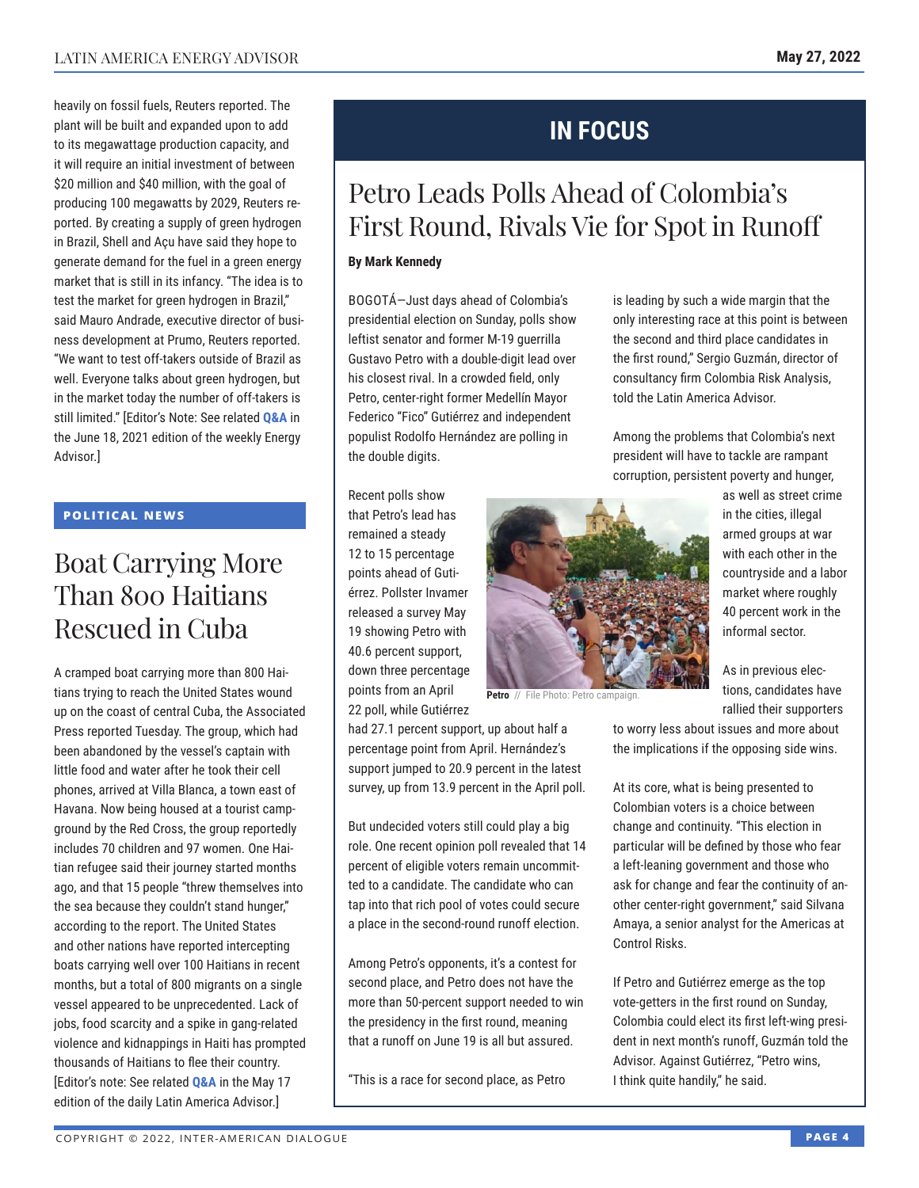heavily on fossil fuels, Reuters reported. The plant will be built and expanded upon to add to its megawattage production capacity, and it will require an initial investment of between $20 million and $40 million, with the goal of producing 100 megawatts by 2029, Reuters reported. By creating a supply of green hydrogen in Brazil, Shell and Açu have said they hope to generate demand for the fuel in a green energy market that is still in its infancy. "The idea is to test the market for green hydrogen in Brazil," said Mauro Andrade, executive director of business development at Prumo, Reuters reported. "We want to test off-takers outside of Brazil as well. Everyone talks about green hydrogen, but in the market today the number of off-takers is still limited." [Editor's Note: See related **Q&A** in the June 18, 2021 edition of the weekly Energy Advisor.]

**POLITICAL NEWS**

## Boat Carrying More Than 800 Haitians Rescued in Cuba

A cramped boat carrying more than 800 Haitians trying to reach the United States wound up on the coast of central Cuba, the Associated Press reported Tuesday. The group, which had been abandoned by the vessel's captain with little food and water after he took their cell phones, arrived at Villa Blanca, a town east of Havana. Now being housed at a tourist campground by the Red Cross, the group reportedly includes 70 children and 97 women. One Haitian refugee said their journey started months ago, and that 15 people "threw themselves into the sea because they couldn't stand hunger," according to the report. The United States and other nations have reported intercepting boats carrying well over 100 Haitians in recent months, but a total of 800 migrants on a single vessel appeared to be unprecedented. Lack of jobs, food scarcity and a spike in gang-related violence and kidnappings in Haiti has prompted thousands of Haitians to flee their country. [Editor's note: See related **Q&A** in the May 17 edition of the daily Latin America Advisor.]

# IN FOCUS

## Petro Leads Polls Ahead of Colombia's First Round, Rivals Vie for Spot in Runoff

**By Mark Kennedy**

BOGOTÁ—Just days ahead of Colombia's presidential election on Sunday, polls show leftist senator and former M-19 guerrilla Gustavo Petro with a double-digit lead over his closest rival. In a crowded field, only Petro, center-right former Medellín Mayor Federico "Fico" Gutiérrez and independent populist Rodolfo Hernández are polling in the double digits.

Recent polls show that Petro's lead has remained a steady 12 to 15 percentage points ahead of Gutiérrez. Pollster Invamer released a survey May 19 showing Petro with 40.6 percent support, down three percentage points from an April 22 poll, while Gutiérrez had 27.1 percent support, up about half a percentage point from April. Hernández's support jumped to 20.9 percent in the latest survey, up from 13.9 percent in the April poll.

**Petro** // File Photo: Petro campaign.

But undecided voters still could play a big role. One recent opinion poll revealed that 14 percent of eligible voters remain uncommitted to a candidate. The candidate who can tap into that rich pool of votes could secure a place in the second-round runoff election.

Among Petro's opponents, it's a contest for second place, and Petro does not have the more than 50-percent support needed to win the presidency in the first round, meaning that a runoff on June 19 is all but assured.

"This is a race for second place, as Petro is leading by such a wide margin that the only interesting race at this point is between the second and third place candidates in the first round," Sergio Guzmán, director of consultancy firm Colombia Risk Analysis, told the Latin America Advisor.

Among the problems that Colombia's next president will have to tackle are rampant corruption, persistent poverty and hunger, as well as street crime in the cities, illegal armed groups at war with each other in the countryside and a labor market where roughly 40 percent work in the informal sector.

As in previous elections, candidates have rallied their supporters to worry less about issues and more about the implications if the opposing side wins.

At its core, what is being presented to Colombian voters is a choice between change and continuity. "This election in particular will be defined by those who fear a left-leaning government and those who ask for change and fear the continuity of another center-right government," said Silvana Amaya, a senior analyst for the Americas at Control Risks.

If Petro and Gutiérrez emerge as the top vote-getters in the first round on Sunday, Colombia could elect its first left-wing president in next month's runoff, Guzmán told the Advisor. Against Gutiérrez, "Petro wins, I think quite handily," he said.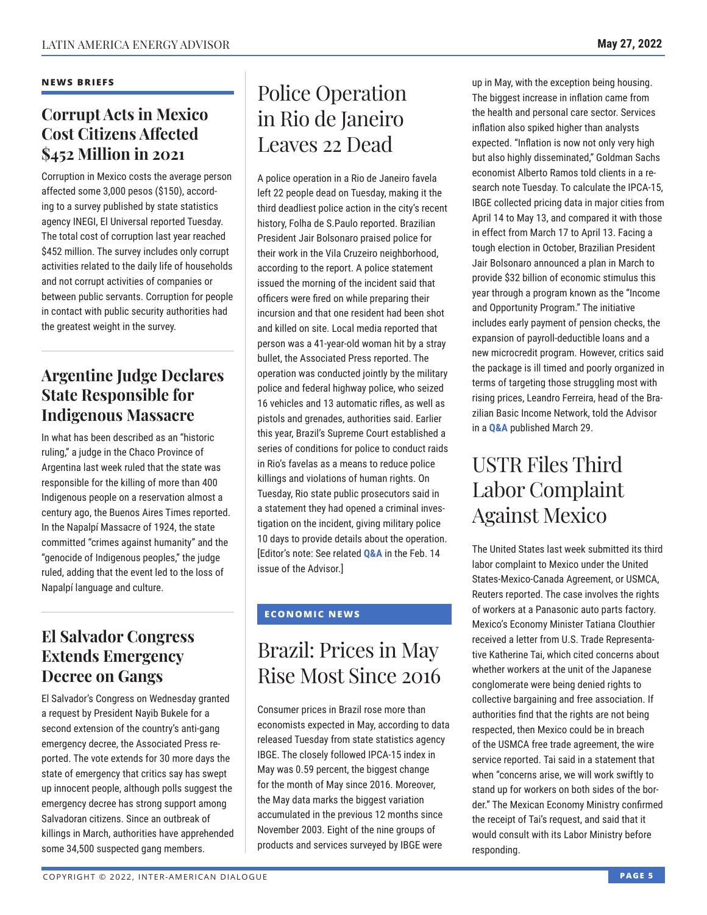## NEWS BRIEFS

### Corrupt Acts in Mexico Cost Citizens Affected $452 Million in 2021

Corruption in Mexico costs the average person affected some 3,000 pesos ($150), according to a survey published by state statistics agency INEGI, El Universal reported Tuesday. The total cost of corruption last year reached $452 million. The survey includes only corrupt activities related to the daily life of households and not corrupt activities of companies or between public servants. Corruption for people in contact with public security authorities had the greatest weight in the survey.

### Argentine Judge Declares State Responsible for Indigenous Massacre

In what has been described as an "historic ruling," a judge in the Chaco Province of Argentina last week ruled that the state was responsible for the killing of more than 400 Indigenous people on a reservation almost a century ago, the Buenos Aires Times reported. In the Napalpí Massacre of 1924, the state committed "crimes against humanity" and the "genocide of Indigenous peoples," the judge ruled, adding that the event led to the loss of Napalpí language and culture.

### El Salvador Congress Extends Emergency Decree on Gangs

El Salvador's Congress on Wednesday granted a request by President Nayib Bukele for a second extension of the country's anti-gang emergency decree, the Associated Press reported. The vote extends for 30 more days the state of emergency that critics say has swept up innocent people, although polls suggest the emergency decree has strong support among Salvadoran citizens. Since an outbreak of killings in March, authorities have apprehended some 34,500 suspected gang members.

## Police Operation in Rio de Janeiro Leaves 22 Dead

A police operation in a Rio de Janeiro favela left 22 people dead on Tuesday, making it the third deadliest police action in the city's recent history, Folha de S.Paulo reported. Brazilian President Jair Bolsonaro praised police for their work in the Vila Cruzeiro neighborhood, according to the report. A police statement issued the morning of the incident said that officers were fired on while preparing their incursion and that one resident had been shot and killed on site. Local media reported that person was a 41-year-old woman hit by a stray bullet, the Associated Press reported. The operation was conducted jointly by the military police and federal highway police, who seized 16 vehicles and 13 automatic rifles, as well as pistols and grenades, authorities said. Earlier this year, Brazil's Supreme Court established a series of conditions for police to conduct raids in Rio's favelas as a means to reduce police killings and violations of human rights. On Tuesday, Rio state public prosecutors said in a statement they had opened a criminal investigation on the incident, giving military police 10 days to provide details about the operation. [Editor's note: See related **Q&A** in the Feb. 14 issue of the Advisor.]

## ECONOMIC NEWS

## Brazil: Prices in May Rise Most Since 2016

Consumer prices in Brazil rose more than economists expected in May, according to data released Tuesday from state statistics agency IBGE. The closely followed IPCA-15 index in May was 0.59 percent, the biggest change for the month of May since 2016. Moreover, the May data marks the biggest variation accumulated in the previous 12 months since November 2003. Eight of the nine groups of products and services surveyed by IBGE were up in May, with the exception being housing. The biggest increase in inflation came from the health and personal care sector. Services inflation also spiked higher than analysts expected. "Inflation is now not only very high but also highly disseminated," Goldman Sachs economist Alberto Ramos told clients in a research note Tuesday. To calculate the IPCA-15, IBGE collected pricing data in major cities from April 14 to May 13, and compared it with those in effect from March 17 to April 13. Facing a tough election in October, Brazilian President Jair Bolsonaro announced a plan in March to provide $32 billion of economic stimulus this year through a program known as the "Income and Opportunity Program." The initiative includes early payment of pension checks, the expansion of payroll-deductible loans and a new microcredit program. However, critics said the package is ill timed and poorly organized in terms of targeting those struggling most with rising prices, Leandro Ferreira, head of the Brazilian Basic Income Network, told the Advisor in a **Q&A** published March 29.

## USTR Files Third Labor Complaint Against Mexico

The United States last week submitted its third labor complaint to Mexico under the United States-Mexico-Canada Agreement, or USMCA, Reuters reported. The case involves the rights of workers at a Panasonic auto parts factory. Mexico's Economy Minister Tatiana Clouthier received a letter from U.S. Trade Representative Katherine Tai, which cited concerns about whether workers at the unit of the Japanese conglomerate were being denied rights to collective bargaining and free association. If authorities find that the rights are not being respected, then Mexico could be in breach of the USMCA free trade agreement, the wire service reported. Tai said in a statement that when "concerns arise, we will work swiftly to stand up for workers on both sides of the border." The Mexican Economy Ministry confirmed the receipt of Tai's request, and said that it would consult with its Labor Ministry before responding.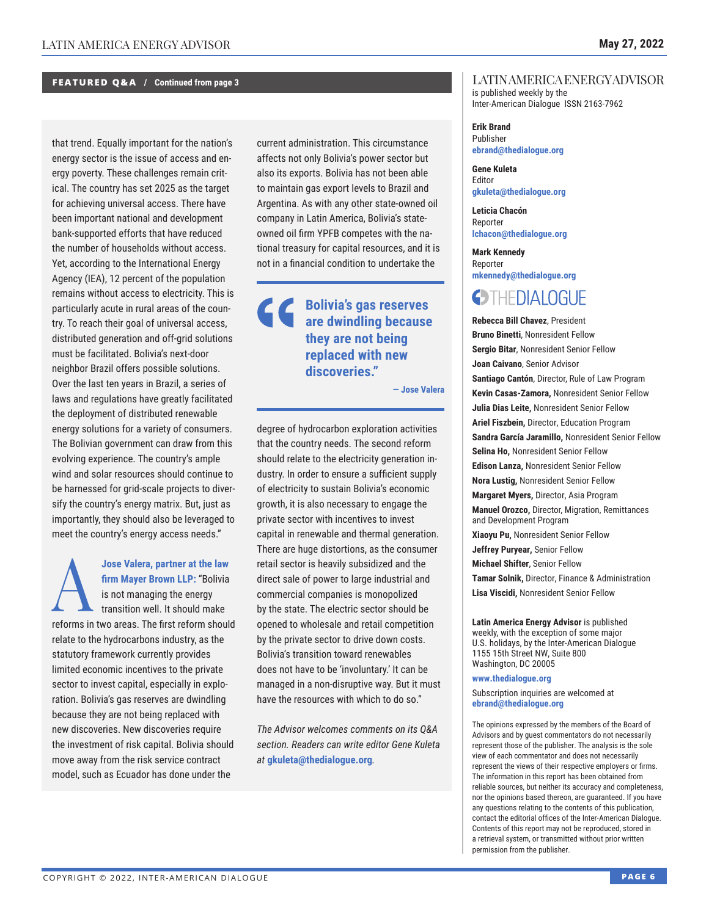**FEATURED Q&A / Continued from page 3**

that trend. Equally important for the nation's energy sector is the issue of access and energy poverty. These challenges remain critical. The country has set 2025 as the target for achieving universal access. There have been important national and development bank-supported efforts that have reduced the number of households without access. Yet, according to the International Energy Agency (IEA), 12 percent of the population remains without access to electricity. This is particularly acute in rural areas of the country. To reach their goal of universal access, distributed generation and off-grid solutions must be facilitated. Bolivia's next-door neighbor Brazil offers possible solutions. Over the last ten years in Brazil, a series of laws and regulations have greatly facilitated the deployment of distributed renewable energy solutions for a variety of consumers. The Bolivian government can draw from this evolving experience. The country's ample wind and solar resources should continue to be harnessed for grid-scale projects to diversify the country's energy matrix. But, just as importantly, they should also be leveraged to meet the country's energy access needs."

**A** **Jose Valera, partner at the law firm Mayer Brown LLP:** "Bolivia is not managing the energy transition well. It should make reforms in two areas. The first reform should relate to the hydrocarbons industry, as the statutory framework currently provides limited economic incentives to the private sector to invest capital, especially in exploration. Bolivia's gas reserves are dwindling because they are not being replaced with new discoveries. New discoveries require the investment of risk capital. Bolivia should move away from the risk service contract model, such as Ecuador has done under the current administration. This circumstance affects not only Bolivia's power sector but also its exports. Bolivia has not been able to maintain gas export levels to Brazil and Argentina. As with any other state-owned oil company in Latin America, Bolivia's state-owned oil firm YPFB competes with the national treasury for capital resources, and it is not in a financial condition to undertake the degree of hydrocarbon exploration activities that the country needs. The second reform should relate to the electricity generation industry. In order to ensure a sufficient supply of electricity to sustain Bolivia's economic growth, it is also necessary to engage the private sector with incentives to invest capital in renewable and thermal generation. There are huge distortions, as the consumer retail sector is heavily subsidized and the direct sale of power to large industrial and commercial companies is monopolized by the state. The electric sector should be opened to wholesale and retail competition by the private sector to drive down costs. Bolivia's transition toward renewables does not have to be 'involuntary.' It can be managed in a non-disruptive way. But it must have the resources with which to do so."

> **"Bolivia's gas reserves are dwindling because they are not being replaced with new discoveries."**
>
> **— Jose Valera**

*The Advisor welcomes comments on its Q&A section. Readers can write editor Gene Kuleta at* ***gkuleta@thedialogue.org****.*

---

LATIN AMERICA ENERGY ADVISOR
is published weekly by the Inter-American Dialogue ISSN 2163-7962

**Erik Brand**
Publisher
**ebrand@thedialogue.org**

**Gene Kuleta**
Editor
**gkuleta@thedialogue.org**

**Leticia Chacón**
Reporter
**lchacon@thedialogue.org**

**Mark Kennedy**
Reporter
**mkennedy@thedialogue.org**

THEDIALOGUE

**Rebecca Bill Chavez**, President
**Bruno Binetti**, Nonresident Fellow
**Sergio Bitar**, Nonresident Senior Fellow
**Joan Caivano**, Senior Advisor
**Santiago Cantón**, Director, Rule of Law Program
**Kevin Casas-Zamora,** Nonresident Senior Fellow
**Julia Dias Leite,** Nonresident Senior Fellow
**Ariel Fiszbein,** Director, Education Program
**Sandra García Jaramillo,** Nonresident Senior Fellow
**Selina Ho,** Nonresident Senior Fellow
**Edison Lanza,** Nonresident Senior Fellow
**Nora Lustig,** Nonresident Senior Fellow
**Margaret Myers,** Director, Asia Program
**Manuel Orozco,** Director, Migration, Remittances and Development Program
**Xiaoyu Pu,** Nonresident Senior Fellow
**Jeffrey Puryear,** Senior Fellow
**Michael Shifter,** Senior Fellow
**Tamar Solnik,** Director, Finance & Administration
**Lisa Viscidi,** Nonresident Senior Fellow

**Latin America Energy Advisor** is published weekly, with the exception of some major U.S. holidays, by the Inter-American Dialogue
1155 15th Street NW, Suite 800
Washington, DC 20005

**www.thedialogue.org**

Subscription inquiries are welcomed at
**ebrand@thedialogue.org**

The opinions expressed by the members of the Board of Advisors and by guest commentators do not necessarily represent those of the publisher. The analysis is the sole view of each commentator and does not necessarily represent the views of their respective employers or firms. The information in this report has been obtained from reliable sources, but neither its accuracy and completeness, nor the opinions based thereon, are guaranteed. If you have any questions relating to the contents of this publication, contact the editorial offices of the Inter-American Dialogue. Contents of this report may not be reproduced, stored in a retrieval system, or transmitted without prior written permission from the publisher.